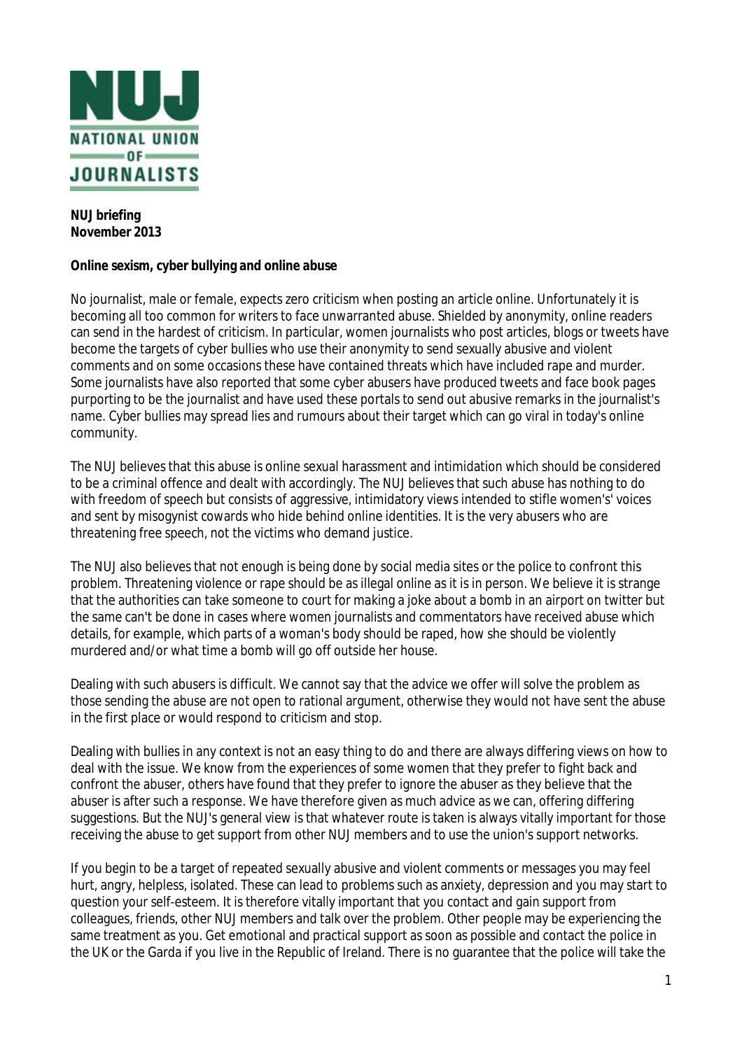**NATIONAL UNION OF JOURNALISTS**

**NUJ briefing**
**November 2013**

**Online sexism, cyber bullying and online abuse**

No journalist, male or female, expects zero criticism when posting an article online. Unfortunately it is becoming all too common for writers to face unwarranted abuse. Shielded by anonymity, online readers can send in the hardest of criticism. In particular, women journalists who post articles, blogs or tweets have become the targets of cyber bullies who use their anonymity to send sexually abusive and violent comments and on some occasions these have contained threats which have included rape and murder. Some journalists have also reported that some cyber abusers have produced tweets and face book pages purporting to be the journalist and have used these portals to send out abusive remarks in the journalist's name. Cyber bullies may spread lies and rumours about their target which can go viral in today's online community.

The NUJ believes that this abuse is online sexual harassment and intimidation which should be considered to be a criminal offence and dealt with accordingly. The NUJ believes that such abuse has nothing to do with freedom of speech but consists of aggressive, intimidatory views intended to stifle women's' voices and sent by misogynist cowards who hide behind online identities. It is the very abusers who are threatening free speech, not the victims who demand justice.

The NUJ also believes that not enough is being done by social media sites or the police to confront this problem. Threatening violence or rape should be as illegal online as it is in person. We believe it is strange that the authorities can take someone to court for making a joke about a bomb in an airport on twitter but the same can't be done in cases where women journalists and commentators have received abuse which details, for example, which parts of a woman's body should be raped, how she should be violently murdered and/or what time a bomb will go off outside her house.

Dealing with such abusers is difficult. We cannot say that the advice we offer will solve the problem as those sending the abuse are not open to rational argument, otherwise they would not have sent the abuse in the first place or would respond to criticism and stop.

Dealing with bullies in any context is not an easy thing to do and there are always differing views on how to deal with the issue. We know from the experiences of some women that they prefer to fight back and confront the abuser, others have found that they prefer to ignore the abuser as they believe that the abuser is after such a response. We have therefore given as much advice as we can, offering differing suggestions. But the NUJ's general view is that whatever route is taken is always vitally important for those receiving the abuse to get support from other NUJ members and to use the union's support networks.

If you begin to be a target of repeated sexually abusive and violent comments or messages you may feel hurt, angry, helpless, isolated. These can lead to problems such as anxiety, depression and you may start to question your self-esteem. It is therefore vitally important that you contact and gain support from colleagues, friends, other NUJ members and talk over the problem. Other people may be experiencing the same treatment as you. Get emotional and practical support as soon as possible and contact the police in the UK or the Garda if you live in the Republic of Ireland. There is no guarantee that the police will take the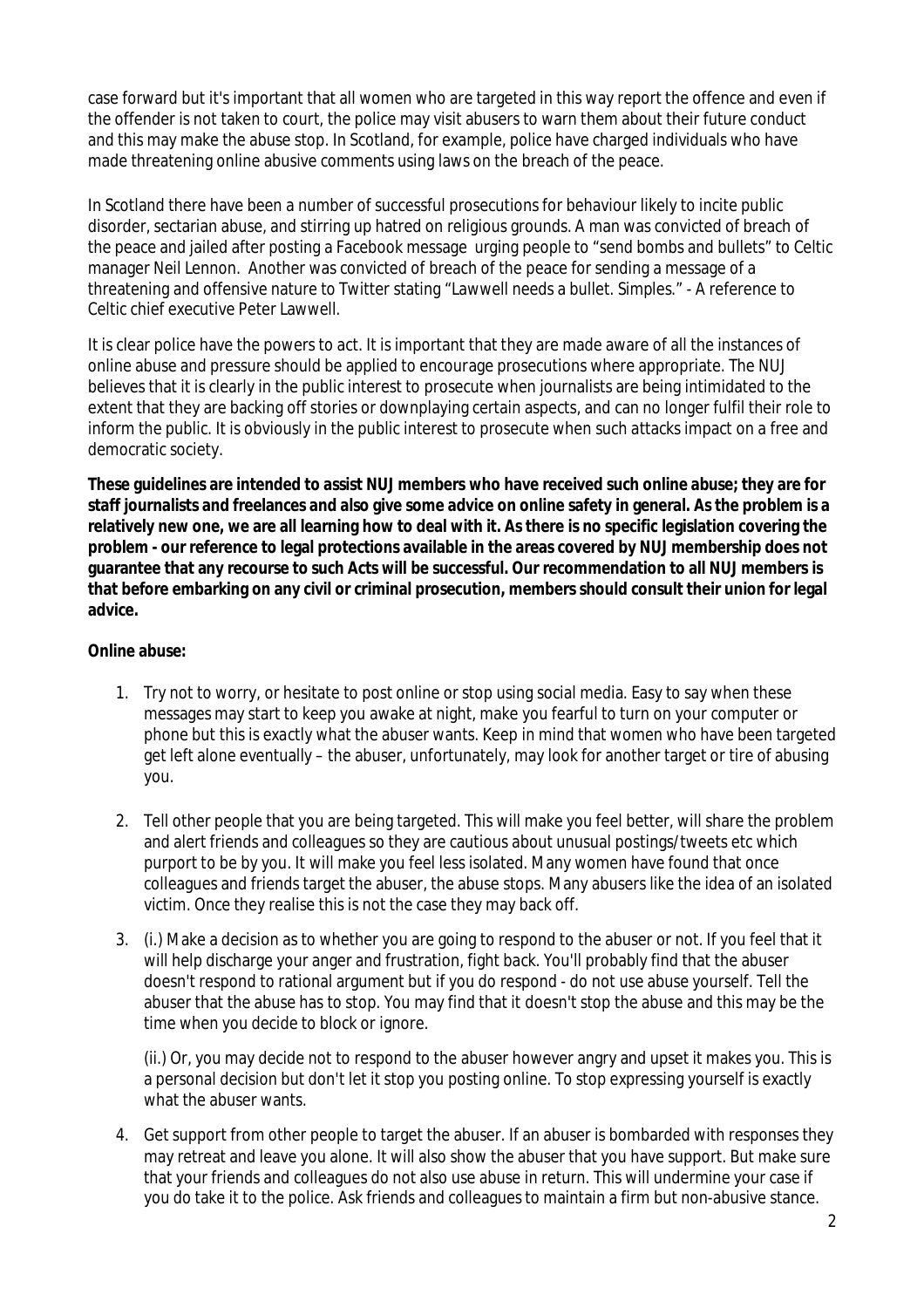case forward but it's important that all women who are targeted in this way report the offence and even if the offender is not taken to court, the police may visit abusers to warn them about their future conduct and this may make the abuse stop. In Scotland, for example, police have charged individuals who have made threatening online abusive comments using laws on the breach of the peace.

In Scotland there have been a number of successful prosecutions for behaviour likely to incite public disorder, sectarian abuse, and stirring up hatred on religious grounds. A man was convicted of breach of the peace and jailed after posting a Facebook message urging people to "send bombs and bullets" to Celtic manager Neil Lennon. Another was convicted of breach of the peace for sending a message of a threatening and offensive nature to Twitter stating "Lawwell needs a bullet. Simples." - A reference to Celtic chief executive Peter Lawwell.

It is clear police have the powers to act. It is important that they are made aware of all the instances of online abuse and pressure should be applied to encourage prosecutions where appropriate. The NUJ believes that it is clearly in the public interest to prosecute when journalists are being intimidated to the extent that they are backing off stories or downplaying certain aspects, and can no longer fulfil their role to inform the public. It is obviously in the public interest to prosecute when such attacks impact on a free and democratic society.

**These guidelines are intended to assist NUJ members who have received such online abuse; they are for staff journalists and freelances and also give some advice on online safety in general. As the problem is a relatively new one, we are all learning how to deal with it. As there is no specific legislation covering the problem - our reference to legal protections available in the areas covered by NUJ membership does not guarantee that any recourse to such Acts will be successful. Our recommendation to all NUJ members is that before embarking on any civil or criminal prosecution, members should consult their union for legal advice.**

**Online abuse:**

1. Try not to worry, or hesitate to post online or stop using social media. Easy to say when these messages may start to keep you awake at night, make you fearful to turn on your computer or phone but this is exactly what the abuser wants. Keep in mind that women who have been targeted get left alone eventually – the abuser, unfortunately, may look for another target or tire of abusing you.

2. Tell other people that you are being targeted. This will make you feel better, will share the problem and alert friends and colleagues so they are cautious about unusual postings/tweets etc which purport to be by you. It will make you feel less isolated. Many women have found that once colleagues and friends target the abuser, the abuse stops. Many abusers like the idea of an isolated victim. Once they realise this is not the case they may back off.

3. (i.) Make a decision as to whether you are going to respond to the abuser or not. If you feel that it will help discharge your anger and frustration, fight back. You'll probably find that the abuser doesn't respond to rational argument but if you do respond - do not use abuse yourself. Tell the abuser that the abuse has to stop. You may find that it doesn't stop the abuse and this may be the time when you decide to block or ignore.

   (ii.) Or, you may decide not to respond to the abuser however angry and upset it makes you. This is a personal decision but don't let it stop you posting online. To stop expressing yourself is exactly what the abuser wants.

4. Get support from other people to target the abuser. If an abuser is bombarded with responses they may retreat and leave you alone. It will also show the abuser that you have support. But make sure that your friends and colleagues do not also use abuse in return. This will undermine your case if you do take it to the police. Ask friends and colleagues to maintain a firm but non-abusive stance.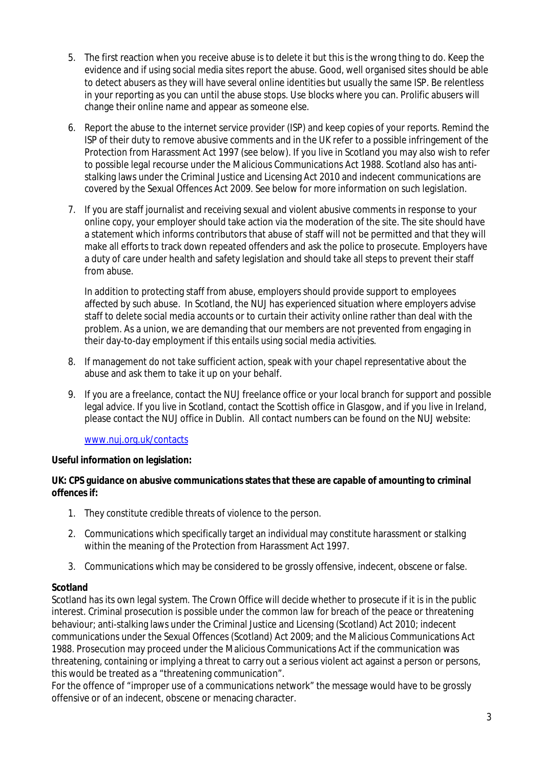5. The first reaction when you receive abuse is to delete it but this is the wrong thing to do. Keep the evidence and if using social media sites report the abuse. Good, well organised sites should be able to detect abusers as they will have several online identities but usually the same ISP. Be relentless in your reporting as you can until the abuse stops. Use blocks where you can. Prolific abusers will change their online name and appear as someone else.

6. Report the abuse to the internet service provider (ISP) and keep copies of your reports. Remind the ISP of their duty to remove abusive comments and in the UK refer to a possible infringement of the Protection from Harassment Act 1997 (see below). If you live in Scotland you may also wish to refer to possible legal recourse under the Malicious Communications Act 1988. Scotland also has anti-stalking laws under the Criminal Justice and Licensing Act 2010 and indecent communications are covered by the Sexual Offences Act 2009. See below for more information on such legislation.

7. If you are staff journalist and receiving sexual and violent abusive comments in response to your online copy, your employer should take action via the moderation of the site. The site should have a statement which informs contributors that abuse of staff will not be permitted and that they will make all efforts to track down repeated offenders and ask the police to prosecute. Employers have a duty of care under health and safety legislation and should take all steps to prevent their staff from abuse.

   In addition to protecting staff from abuse, employers should provide support to employees affected by such abuse. In Scotland, the NUJ has experienced situation where employers advise staff to delete social media accounts or to curtain their activity online rather than deal with the problem. As a union, we are demanding that our members are not prevented from engaging in their day-to-day employment if this entails using social media activities.

8. If management do not take sufficient action, speak with your chapel representative about the abuse and ask them to take it up on your behalf.

9. If you are a freelance, contact the NUJ freelance office or your local branch for support and possible legal advice. If you live in Scotland, contact the Scottish office in Glasgow, and if you live in Ireland, please contact the NUJ office in Dublin. All contact numbers can be found on the NUJ website:

   www.nuj.org.uk/contacts

**Useful information on legislation:**

**UK: CPS guidance on abusive communications states that these are capable of amounting to criminal offences if:**

1. They constitute credible threats of violence to the person.

2. Communications which specifically target an individual may constitute harassment or stalking within the meaning of the Protection from Harassment Act 1997.

3. Communications which may be considered to be grossly offensive, indecent, obscene or false.

**Scotland**

Scotland has its own legal system. The Crown Office will decide whether to prosecute if it is in the public interest. Criminal prosecution is possible under the common law for breach of the peace or threatening behaviour; anti-stalking laws under the Criminal Justice and Licensing (Scotland) Act 2010; indecent communications under the Sexual Offences (Scotland) Act 2009; and the Malicious Communications Act 1988. Prosecution may proceed under the Malicious Communications Act if the communication was threatening, containing or implying a threat to carry out a serious violent act against a person or persons, this would be treated as a "threatening communication".

For the offence of "improper use of a communications network" the message would have to be grossly offensive or of an indecent, obscene or menacing character.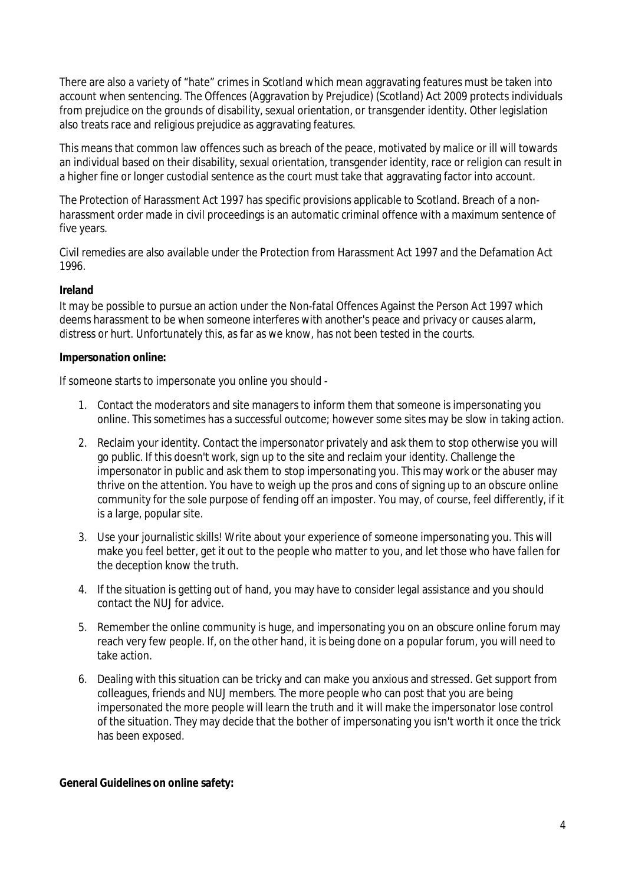There are also a variety of "hate" crimes in Scotland which mean aggravating features must be taken into account when sentencing. The Offences (Aggravation by Prejudice) (Scotland) Act 2009 protects individuals from prejudice on the grounds of disability, sexual orientation, or transgender identity. Other legislation also treats race and religious prejudice as aggravating features.

This means that common law offences such as breach of the peace, motivated by malice or ill will towards an individual based on their disability, sexual orientation, transgender identity, race or religion can result in a higher fine or longer custodial sentence as the court must take that aggravating factor into account.

The Protection of Harassment Act 1997 has specific provisions applicable to Scotland. Breach of a non-harassment order made in civil proceedings is an automatic criminal offence with a maximum sentence of five years.

Civil remedies are also available under the Protection from Harassment Act 1997 and the Defamation Act 1996.

**Ireland**

It may be possible to pursue an action under the Non-fatal Offences Against the Person Act 1997 which deems harassment to be when someone interferes with another's peace and privacy or causes alarm, distress or hurt. Unfortunately this, as far as we know, has not been tested in the courts.

**Impersonation online:**

If someone starts to impersonate you online you should -

1. Contact the moderators and site managers to inform them that someone is impersonating you online. This sometimes has a successful outcome; however some sites may be slow in taking action.
2. Reclaim your identity. Contact the impersonator privately and ask them to stop otherwise you will go public. If this doesn't work, sign up to the site and reclaim your identity. Challenge the impersonator in public and ask them to stop impersonating you. This may work or the abuser may thrive on the attention. You have to weigh up the pros and cons of signing up to an obscure online community for the sole purpose of fending off an imposter. You may, of course, feel differently, if it is a large, popular site.
3. Use your journalistic skills! Write about your experience of someone impersonating you. This will make you feel better, get it out to the people who matter to you, and let those who have fallen for the deception know the truth.
4. If the situation is getting out of hand, you may have to consider legal assistance and you should contact the NUJ for advice.
5. Remember the online community is huge, and impersonating you on an obscure online forum may reach very few people. If, on the other hand, it is being done on a popular forum, you will need to take action.
6. Dealing with this situation can be tricky and can make you anxious and stressed. Get support from colleagues, friends and NUJ members. The more people who can post that you are being impersonated the more people will learn the truth and it will make the impersonator lose control of the situation. They may decide that the bother of impersonating you isn't worth it once the trick has been exposed.

**General Guidelines on online safety:**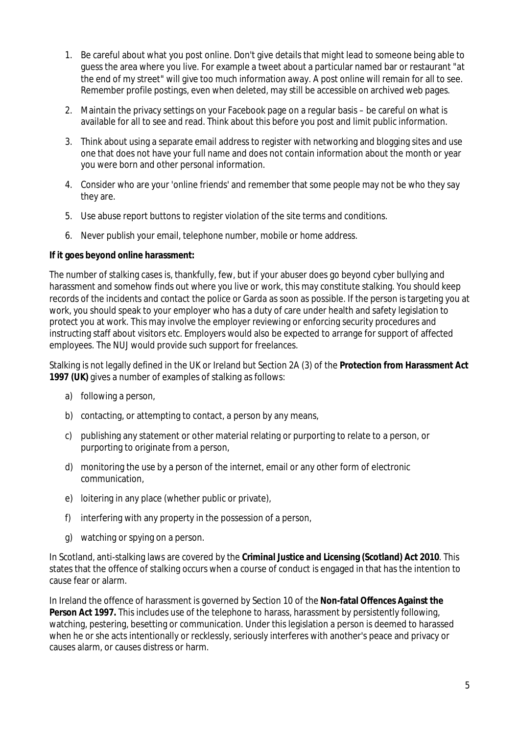1. Be careful about what you post online. Don't give details that might lead to someone being able to guess the area where you live. For example a tweet about a particular named bar or restaurant "at the end of my street" will give too much information away. A post online will remain for all to see. Remember profile postings, even when deleted, may still be accessible on archived web pages.

2. Maintain the privacy settings on your Facebook page on a regular basis – be careful on what is available for all to see and read. Think about this before you post and limit public information.

3. Think about using a separate email address to register with networking and blogging sites and use one that does not have your full name and does not contain information about the month or year you were born and other personal information.

4. Consider who are your 'online friends' and remember that some people may not be who they say they are.

5. Use abuse report buttons to register violation of the site terms and conditions.

6. Never publish your email, telephone number, mobile or home address.

**If it goes beyond online harassment:**

The number of stalking cases is, thankfully, few, but if your abuser does go beyond cyber bullying and harassment and somehow finds out where you live or work, this may constitute stalking. You should keep records of the incidents and contact the police or Garda as soon as possible. If the person is targeting you at work, you should speak to your employer who has a duty of care under health and safety legislation to protect you at work. This may involve the employer reviewing or enforcing security procedures and instructing staff about visitors etc. Employers would also be expected to arrange for support of affected employees. The NUJ would provide such support for freelances.

Stalking is not legally defined in the UK or Ireland but Section 2A (3) of the **Protection from Harassment Act 1997 (UK)** gives a number of examples of stalking as follows:

a) following a person,

b) contacting, or attempting to contact, a person by any means,

c) publishing any statement or other material relating or purporting to relate to a person, or purporting to originate from a person,

d) monitoring the use by a person of the internet, email or any other form of electronic communication,

e) loitering in any place (whether public or private),

f) interfering with any property in the possession of a person,

g) watching or spying on a person.

In Scotland, anti-stalking laws are covered by the **Criminal Justice and Licensing (Scotland) Act 2010**. This states that the offence of stalking occurs when a course of conduct is engaged in that has the intention to cause fear or alarm.

In Ireland the offence of harassment is governed by Section 10 of the **Non-fatal Offences Against the Person Act 1997.** This includes use of the telephone to harass, harassment by persistently following, watching, pestering, besetting or communication. Under this legislation a person is deemed to harassed when he or she acts intentionally or recklessly, seriously interferes with another's peace and privacy or causes alarm, or causes distress or harm.